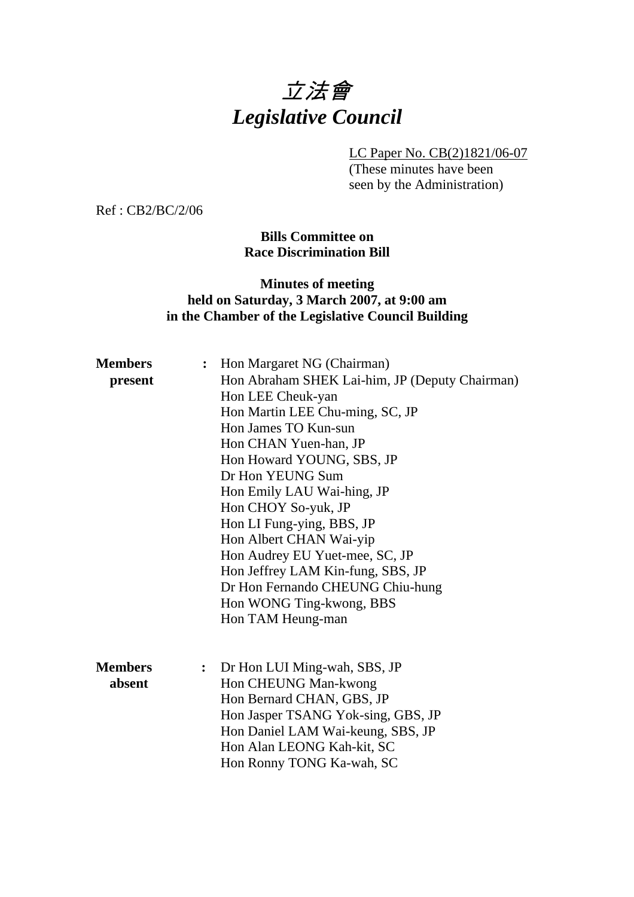# 立法會
# *Legislative Council*

LC Paper No. CB(2)1821/06-07
(These minutes have been seen by the Administration)

Ref : CB2/BC/2/06

**Bills Committee on**
**Race Discrimination Bill**

**Minutes of meeting**
**held on Saturday, 3 March 2007, at 9:00 am**
**in the Chamber of the Legislative Council Building**

**Members present** :
Hon Margaret NG (Chairman)
Hon Abraham SHEK Lai-him, JP (Deputy Chairman)
Hon LEE Cheuk-yan
Hon Martin LEE Chu-ming, SC, JP
Hon James TO Kun-sun
Hon CHAN Yuen-han, JP
Hon Howard YOUNG, SBS, JP
Dr Hon YEUNG Sum
Hon Emily LAU Wai-hing, JP
Hon CHOY So-yuk, JP
Hon LI Fung-ying, BBS, JP
Hon Albert CHAN Wai-yip
Hon Audrey EU Yuet-mee, SC, JP
Hon Jeffrey LAM Kin-fung, SBS, JP
Dr Hon Fernando CHEUNG Chiu-hung
Hon WONG Ting-kwong, BBS
Hon TAM Heung-man

**Members absent** :
Dr Hon LUI Ming-wah, SBS, JP
Hon CHEUNG Man-kwong
Hon Bernard CHAN, GBS, JP
Hon Jasper TSANG Yok-sing, GBS, JP
Hon Daniel LAM Wai-keung, SBS, JP
Hon Alan LEONG Kah-kit, SC
Hon Ronny TONG Ka-wah, SC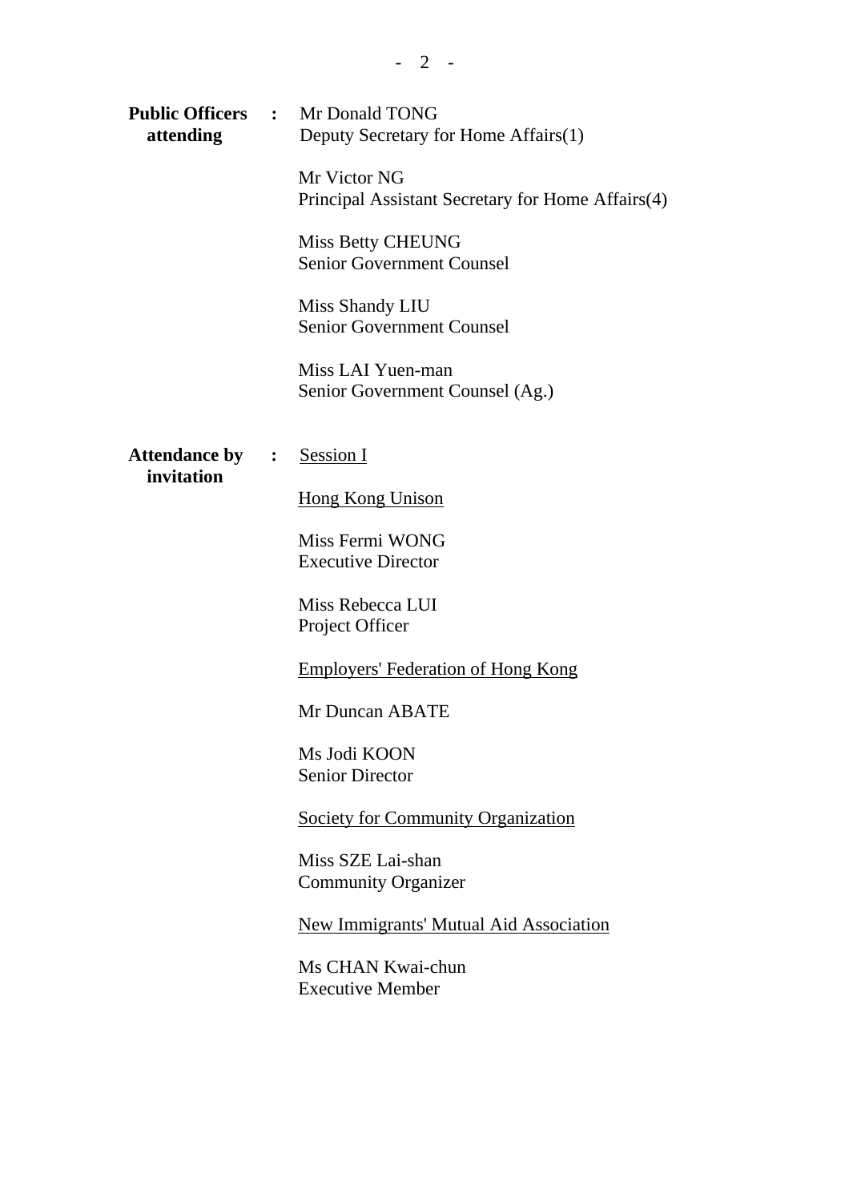**Public Officers attending** : Mr Donald TONG
Deputy Secretary for Home Affairs(1)

Mr Victor NG
Principal Assistant Secretary for Home Affairs(4)

Miss Betty CHEUNG
Senior Government Counsel

Miss Shandy LIU
Senior Government Counsel

Miss LAI Yuen-man
Senior Government Counsel (Ag.)

**Attendance by invitation** : Session I

Hong Kong Unison

Miss Fermi WONG
Executive Director

Miss Rebecca LUI
Project Officer

Employers' Federation of Hong Kong

Mr Duncan ABATE

Ms Jodi KOON
Senior Director

Society for Community Organization

Miss SZE Lai-shan
Community Organizer

New Immigrants' Mutual Aid Association

Ms CHAN Kwai-chun
Executive Member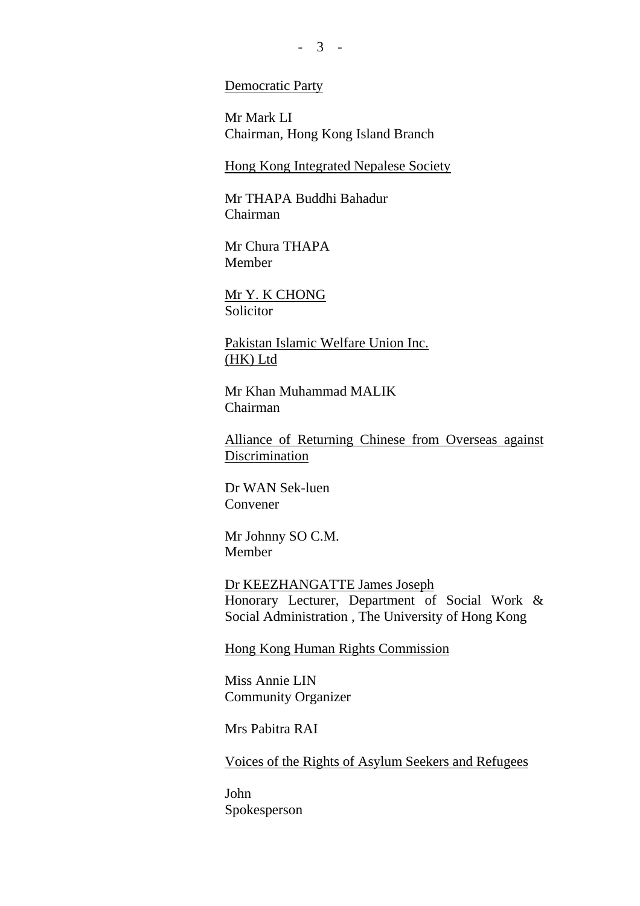Democratic Party

Mr Mark LI
Chairman, Hong Kong Island Branch

Hong Kong Integrated Nepalese Society

Mr THAPA Buddhi Bahadur
Chairman

Mr Chura THAPA
Member

Mr Y. K CHONG
Solicitor

Pakistan Islamic Welfare Union Inc. (HK) Ltd

Mr Khan Muhammad MALIK
Chairman

Alliance of Returning Chinese from Overseas against Discrimination

Dr WAN Sek-luen
Convener

Mr Johnny SO C.M.
Member

Dr KEEZHANGATTE James Joseph
Honorary Lecturer, Department of Social Work & Social Administration , The University of Hong Kong

Hong Kong Human Rights Commission

Miss Annie LIN
Community Organizer

Mrs Pabitra RAI

Voices of the Rights of Asylum Seekers and Refugees

John
Spokesperson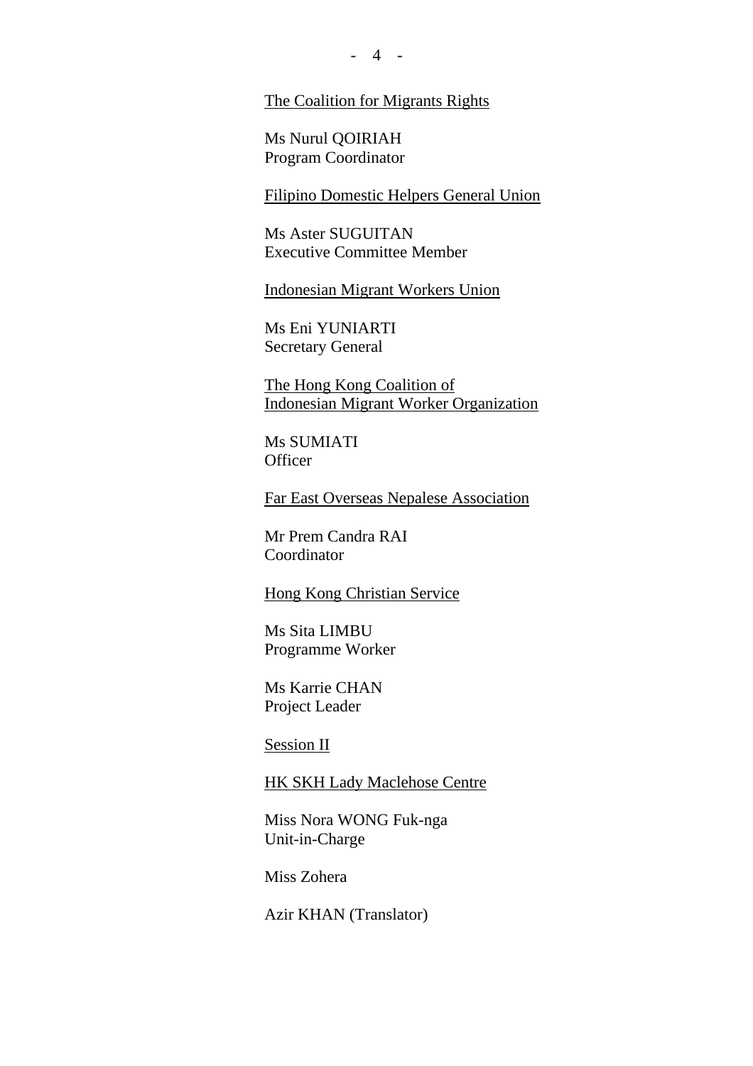<u>The Coalition for Migrants Rights</u>

Ms Nurul QOIRIAH
Program Coordinator

<u>Filipino Domestic Helpers General Union</u>

Ms Aster SUGUITAN
Executive Committee Member

<u>Indonesian Migrant Workers Union</u>

Ms Eni YUNIARTI
Secretary General

<u>The Hong Kong Coalition of Indonesian Migrant Worker Organization</u>

Ms SUMIATI
Officer

<u>Far East Overseas Nepalese Association</u>

Mr Prem Candra RAI
Coordinator

<u>Hong Kong Christian Service</u>

Ms Sita LIMBU
Programme Worker

Ms Karrie CHAN
Project Leader

<u>Session II</u>

<u>HK SKH Lady Maclehose Centre</u>

Miss Nora WONG Fuk-nga
Unit-in-Charge

Miss Zohera

Azir KHAN (Translator)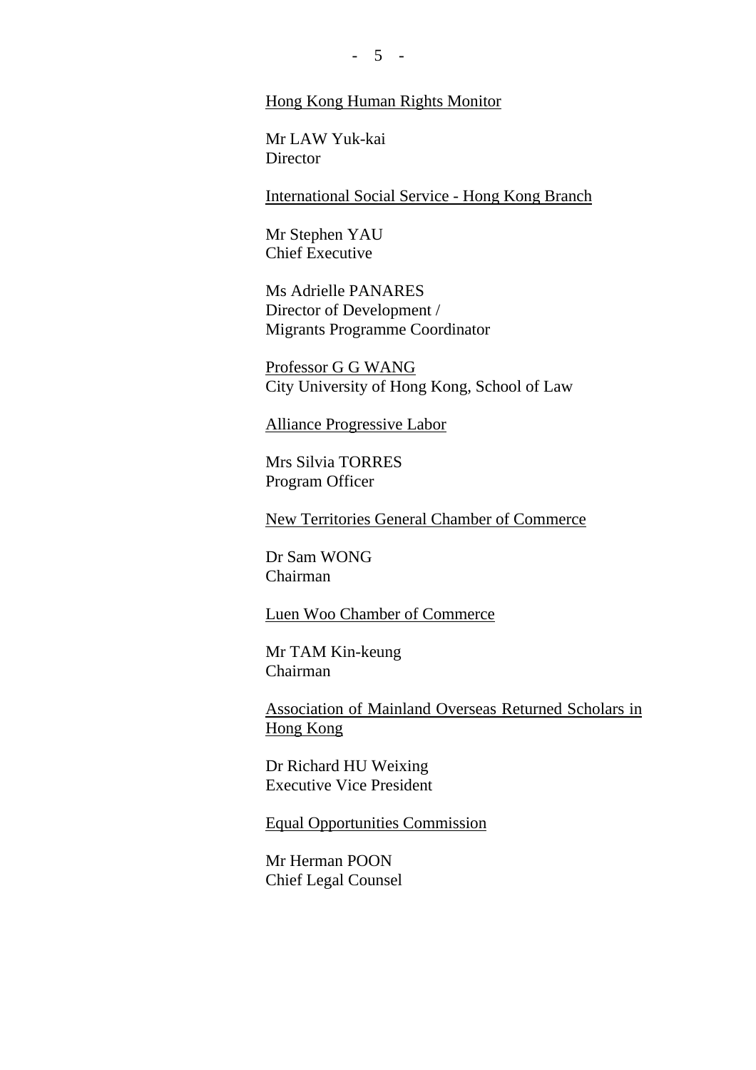<u>Hong Kong Human Rights Monitor</u>

Mr LAW Yuk-kai
Director

<u>International Social Service - Hong Kong Branch</u>

Mr Stephen YAU
Chief Executive

Ms Adrielle PANARES
Director of Development /
Migrants Programme Coordinator

<u>Professor G G WANG</u>
City University of Hong Kong, School of Law

<u>Alliance Progressive Labor</u>

Mrs Silvia TORRES
Program Officer

<u>New Territories General Chamber of Commerce</u>

Dr Sam WONG
Chairman

<u>Luen Woo Chamber of Commerce</u>

Mr TAM Kin-keung
Chairman

<u>Association of Mainland Overseas Returned Scholars in Hong Kong</u>

Dr Richard HU Weixing
Executive Vice President

<u>Equal Opportunities Commission</u>

Mr Herman POON
Chief Legal Counsel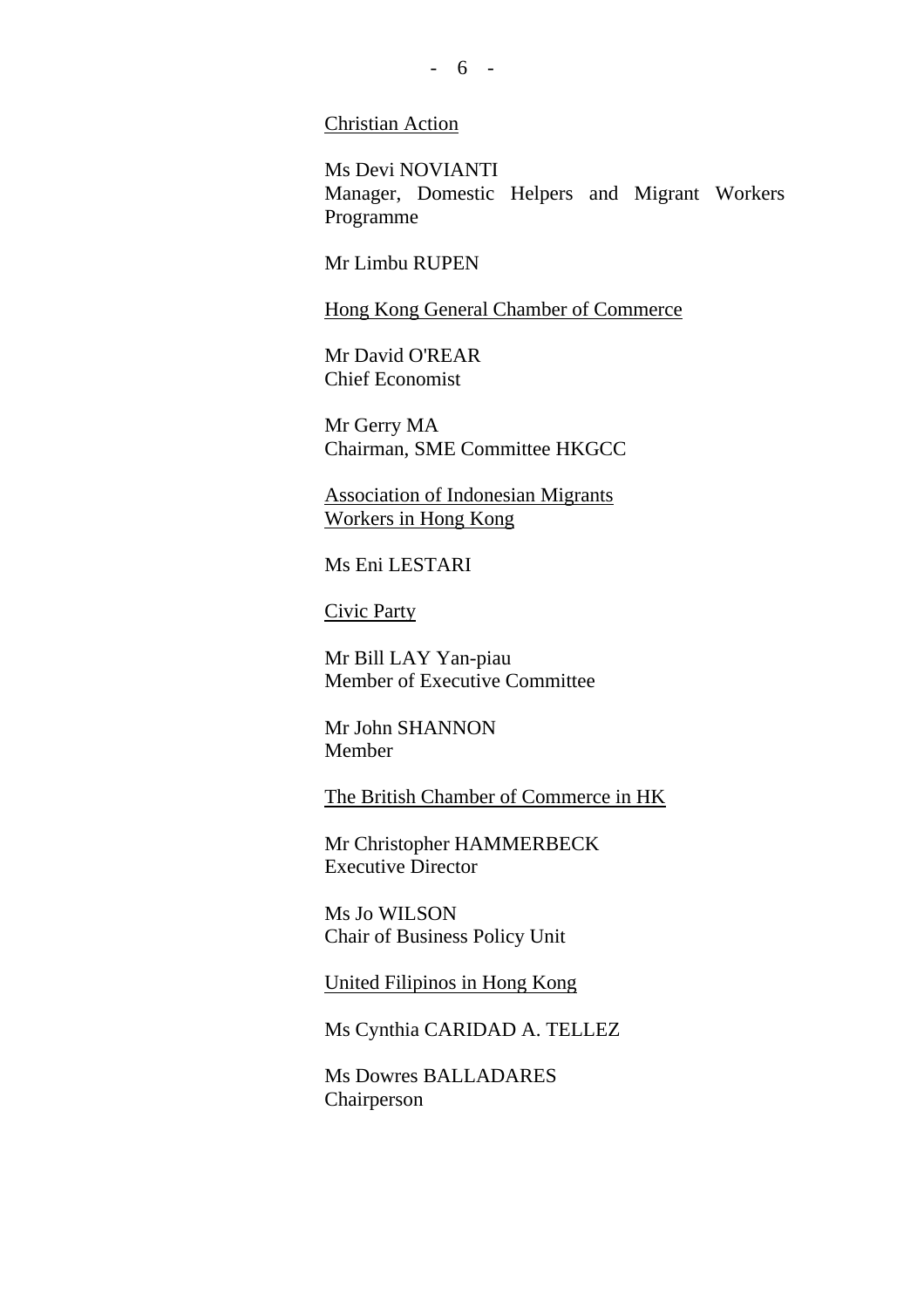Christian Action

Ms Devi NOVIANTI
Manager, Domestic Helpers and Migrant Workers Programme

Mr Limbu RUPEN

Hong Kong General Chamber of Commerce

Mr David O'REAR
Chief Economist

Mr Gerry MA
Chairman, SME Committee HKGCC

Association of Indonesian Migrants Workers in Hong Kong

Ms Eni LESTARI

Civic Party

Mr Bill LAY Yan-piau
Member of Executive Committee

Mr John SHANNON
Member

The British Chamber of Commerce in HK

Mr Christopher HAMMERBECK
Executive Director

Ms Jo WILSON
Chair of Business Policy Unit

United Filipinos in Hong Kong

Ms Cynthia CARIDAD A. TELLEZ

Ms Dowres BALLADARES
Chairperson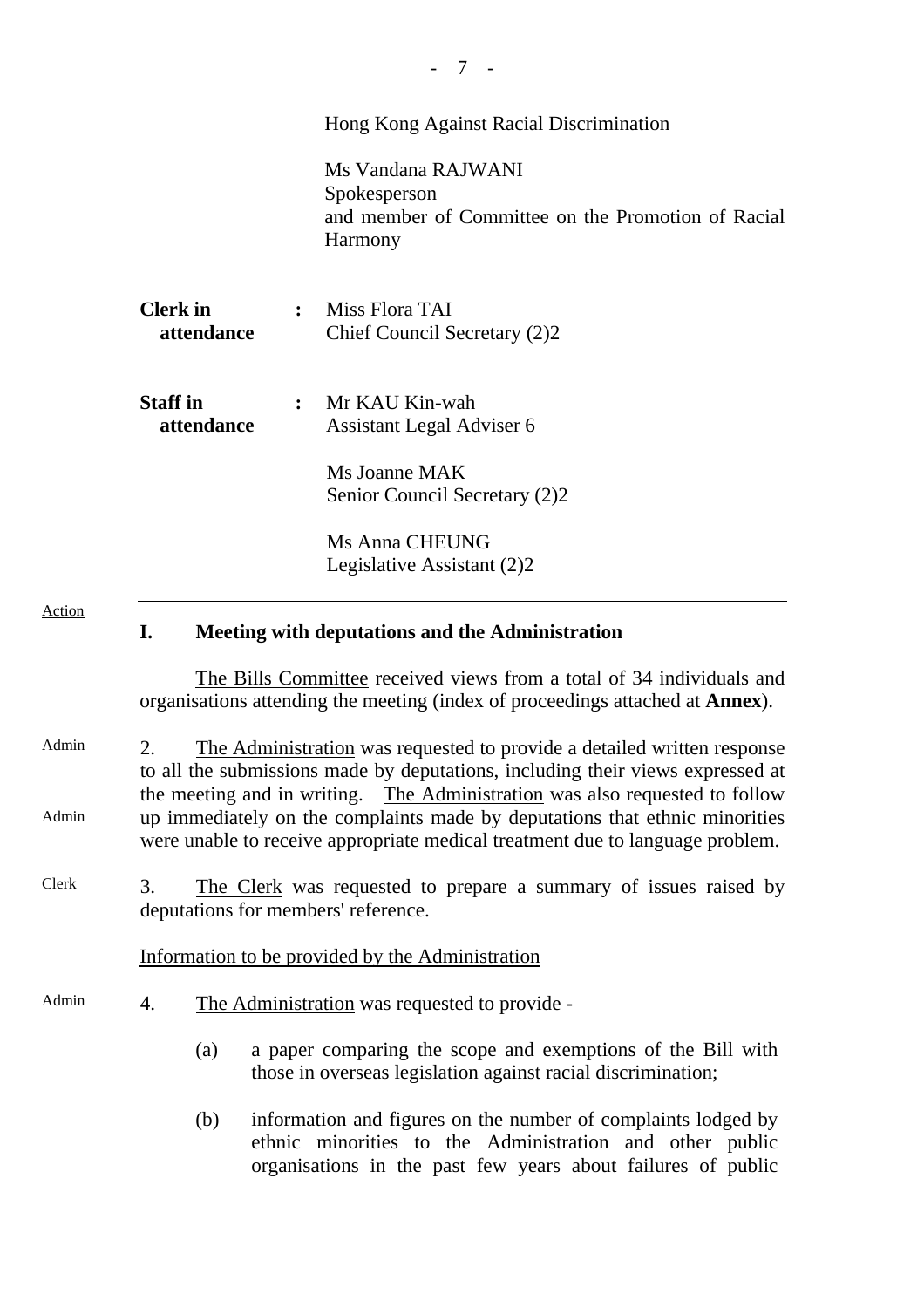Hong Kong Against Racial Discrimination

Ms Vandana RAJWANI
Spokesperson
and member of Committee on the Promotion of Racial Harmony

**Clerk in attendance** : Miss Flora TAI
Chief Council Secretary (2)2

**Staff in attendance** : Mr KAU Kin-wah
Assistant Legal Adviser 6

Ms Joanne MAK
Senior Council Secretary (2)2

Ms Anna CHEUNG
Legislative Assistant (2)2

---

Action

## I. Meeting with deputations and the Administration

The Bills Committee received views from a total of 34 individuals and organisations attending the meeting (index of proceedings attached at **Annex**).

Admin

Admin

2. The Administration was requested to provide a detailed written response to all the submissions made by deputations, including their views expressed at the meeting and in writing. The Administration was also requested to follow up immediately on the complaints made by deputations that ethnic minorities were unable to receive appropriate medical treatment due to language problem.

Clerk

3. The Clerk was requested to prepare a summary of issues raised by deputations for members' reference.

Information to be provided by the Administration

Admin

4. The Administration was requested to provide -

(a) a paper comparing the scope and exemptions of the Bill with those in overseas legislation against racial discrimination;

(b) information and figures on the number of complaints lodged by ethnic minorities to the Administration and other public organisations in the past few years about failures of public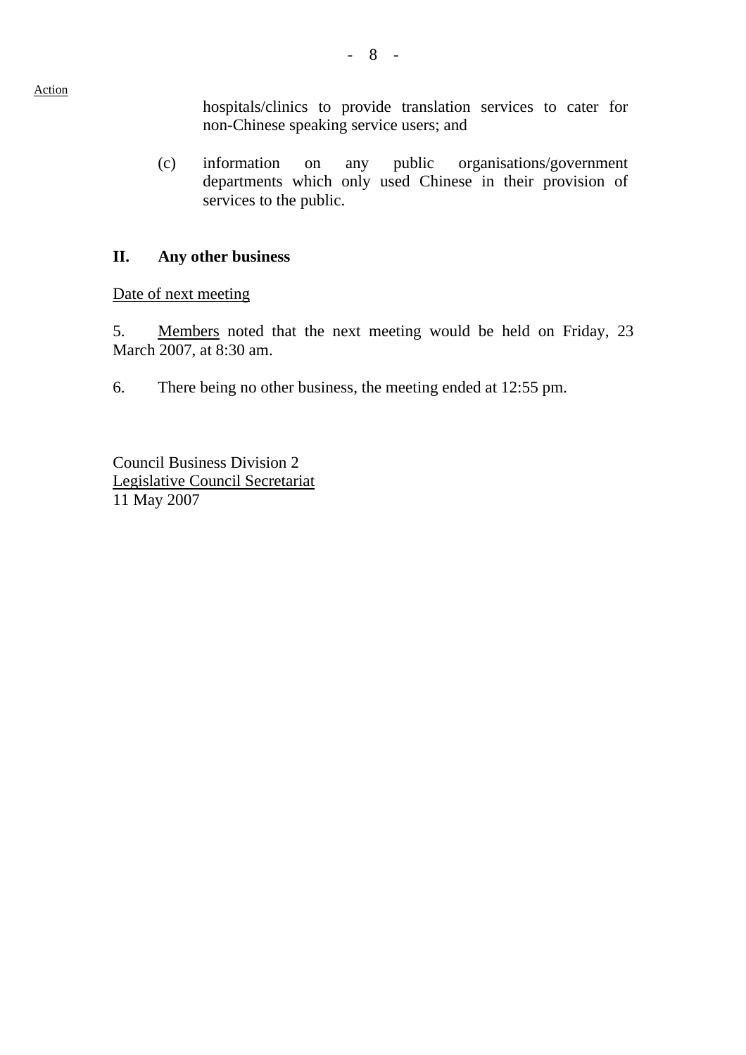Action

hospitals/clinics to provide translation services to cater for non-Chinese speaking service users; and

(c) information on any public organisations/government departments which only used Chinese in their provision of services to the public.

## II. Any other business

Date of next meeting

5. Members noted that the next meeting would be held on Friday, 23 March 2007, at 8:30 am.

6. There being no other business, the meeting ended at 12:55 pm.

Council Business Division 2
Legislative Council Secretariat
11 May 2007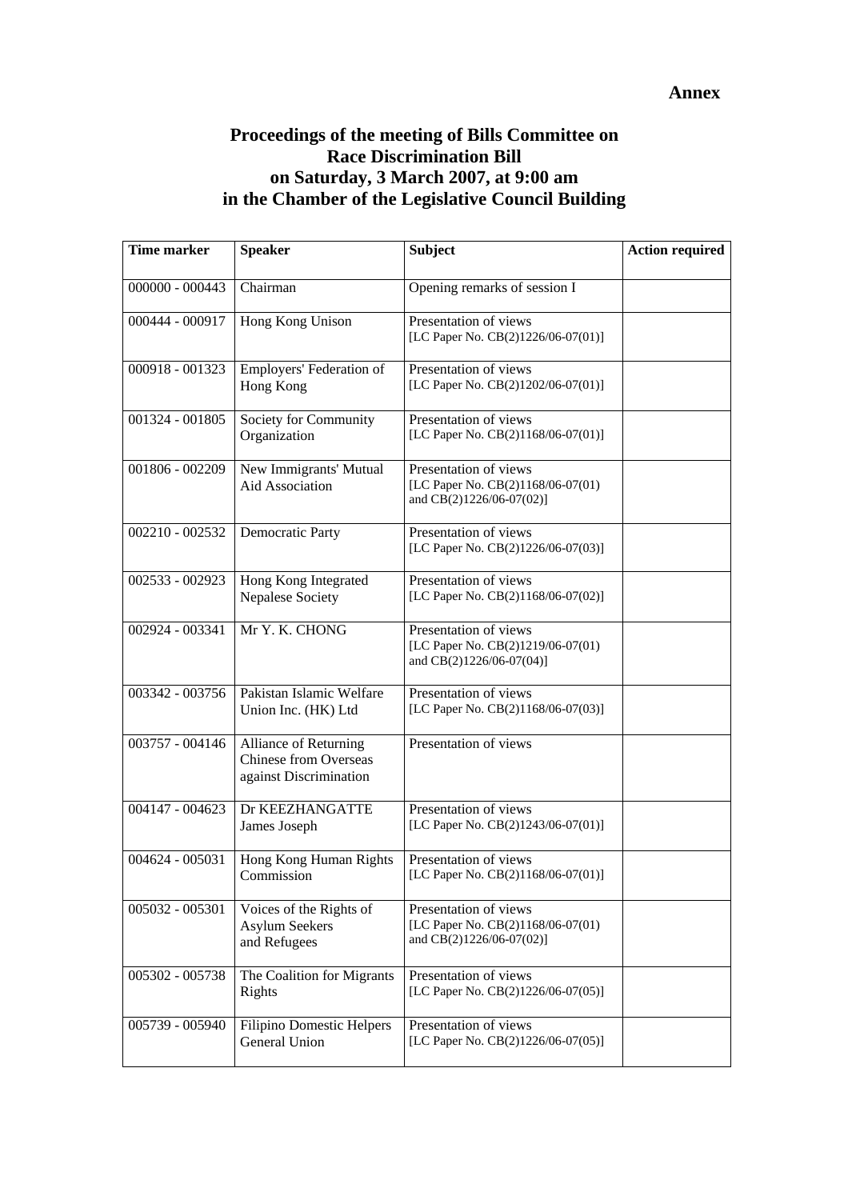**Annex**

# Proceedings of the meeting of Bills Committee on Race Discrimination Bill on Saturday, 3 March 2007, at 9:00 am in the Chamber of the Legislative Council Building

| Time marker | Speaker | Subject | Action required |
|---|---|---|---|
| 000000 - 000443 | Chairman | Opening remarks of session I | |
| 000444 - 000917 | Hong Kong Unison | Presentation of views [LC Paper No. CB(2)1226/06-07(01)] | |
| 000918 - 001323 | Employers' Federation of Hong Kong | Presentation of views [LC Paper No. CB(2)1202/06-07(01)] | |
| 001324 - 001805 | Society for Community Organization | Presentation of views [LC Paper No. CB(2)1168/06-07(01)] | |
| 001806 - 002209 | New Immigrants' Mutual Aid Association | Presentation of views [LC Paper No. CB(2)1168/06-07(01) and CB(2)1226/06-07(02)] | |
| 002210 - 002532 | Democratic Party | Presentation of views [LC Paper No. CB(2)1226/06-07(03)] | |
| 002533 - 002923 | Hong Kong Integrated Nepalese Society | Presentation of views [LC Paper No. CB(2)1168/06-07(02)] | |
| 002924 - 003341 | Mr Y. K. CHONG | Presentation of views [LC Paper No. CB(2)1219/06-07(01) and CB(2)1226/06-07(04)] | |
| 003342 - 003756 | Pakistan Islamic Welfare Union Inc. (HK) Ltd | Presentation of views [LC Paper No. CB(2)1168/06-07(03)] | |
| 003757 - 004146 | Alliance of Returning Chinese from Overseas against Discrimination | Presentation of views | |
| 004147 - 004623 | Dr KEEZHANGATTE James Joseph | Presentation of views [LC Paper No. CB(2)1243/06-07(01)] | |
| 004624 - 005031 | Hong Kong Human Rights Commission | Presentation of views [LC Paper No. CB(2)1168/06-07(01)] | |
| 005032 - 005301 | Voices of the Rights of Asylum Seekers and Refugees | Presentation of views [LC Paper No. CB(2)1168/06-07(01) and CB(2)1226/06-07(02)] | |
| 005302 - 005738 | The Coalition for Migrants Rights | Presentation of views [LC Paper No. CB(2)1226/06-07(05)] | |
| 005739 - 005940 | Filipino Domestic Helpers General Union | Presentation of views [LC Paper No. CB(2)1226/06-07(05)] | |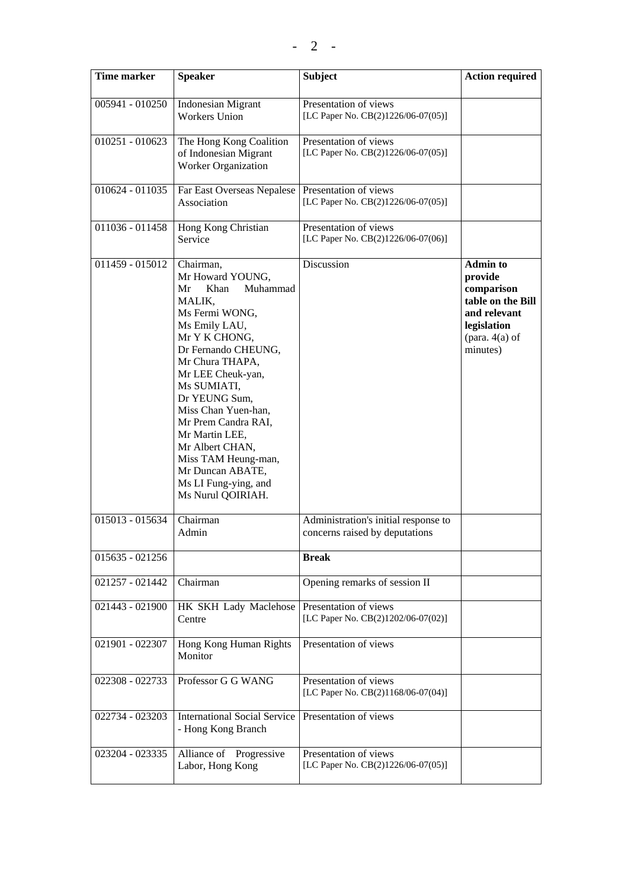| Time marker | Speaker | Subject | Action required |
|---|---|---|---|
| 005941 - 010250 | Indonesian Migrant Workers Union | Presentation of views [LC Paper No. CB(2)1226/06-07(05)] | |
| 010251 - 010623 | The Hong Kong Coalition of Indonesian Migrant Worker Organization | Presentation of views [LC Paper No. CB(2)1226/06-07(05)] | |
| 010624 - 011035 | Far East Overseas Nepalese Association | Presentation of views [LC Paper No. CB(2)1226/06-07(05)] | |
| 011036 - 011458 | Hong Kong Christian Service | Presentation of views [LC Paper No. CB(2)1226/06-07(06)] | |
| 011459 - 015012 | Chairman, Mr Howard YOUNG, Mr Khan Muhammad MALIK, Ms Fermi WONG, Ms Emily LAU, Mr Y K CHONG, Dr Fernando CHEUNG, Mr Chura THAPA, Mr LEE Cheuk-yan, Ms SUMIATI, Dr YEUNG Sum, Miss Chan Yuen-han, Mr Prem Candra RAI, Mr Martin LEE, Mr Albert CHAN, Miss TAM Heung-man, Mr Duncan ABATE, Ms LI Fung-ying, and Ms Nurul QOIRIAH. | Discussion | **Admin to provide comparison table on the Bill and relevant legislation** (para. 4(a) of minutes) |
| 015013 - 015634 | Chairman Admin | Administration's initial response to concerns raised by deputations | |
| 015635 - 021256 | | **Break** | |
| 021257 - 021442 | Chairman | Opening remarks of session II | |
| 021443 - 021900 | HK SKH Lady Maclehose Centre | Presentation of views [LC Paper No. CB(2)1202/06-07(02)] | |
| 021901 - 022307 | Hong Kong Human Rights Monitor | Presentation of views | |
| 022308 - 022733 | Professor G G WANG | Presentation of views [LC Paper No. CB(2)1168/06-07(04)] | |
| 022734 - 023203 | International Social Service - Hong Kong Branch | Presentation of views | |
| 023204 - 023335 | Alliance of Progressive Labor, Hong Kong | Presentation of views [LC Paper No. CB(2)1226/06-07(05)] | |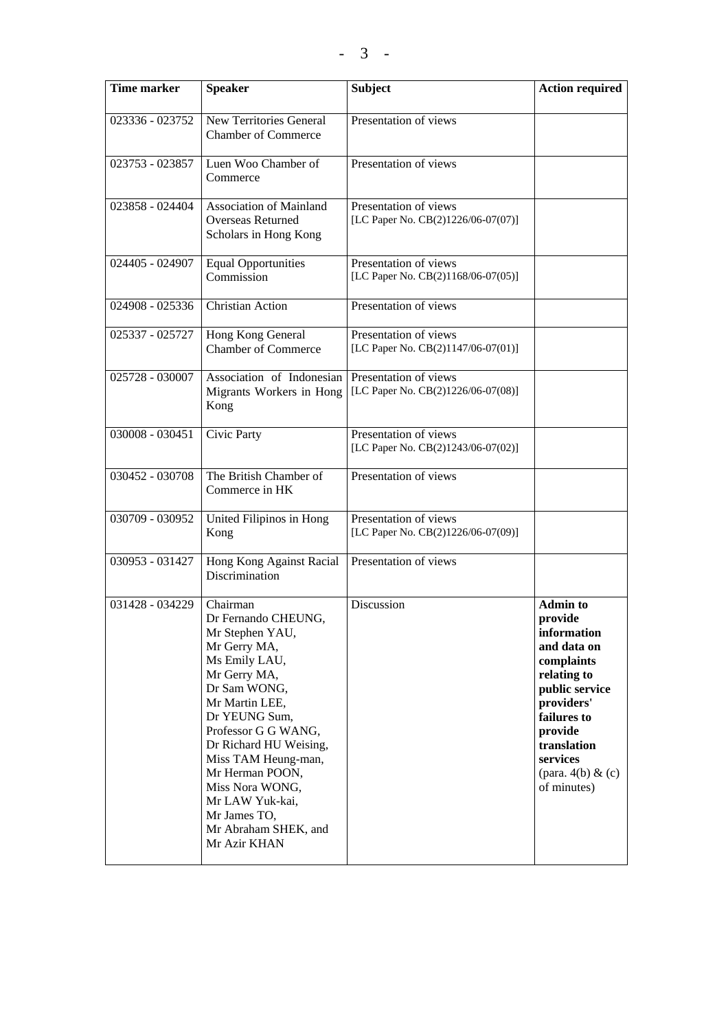| Time marker | Speaker | Subject | Action required |
|---|---|---|---|
| 023336 - 023752 | New Territories General Chamber of Commerce | Presentation of views | |
| 023753 - 023857 | Luen Woo Chamber of Commerce | Presentation of views | |
| 023858 - 024404 | Association of Mainland Overseas Returned Scholars in Hong Kong | Presentation of views [LC Paper No. CB(2)1226/06-07(07)] | |
| 024405 - 024907 | Equal Opportunities Commission | Presentation of views [LC Paper No. CB(2)1168/06-07(05)] | |
| 024908 - 025336 | Christian Action | Presentation of views | |
| 025337 - 025727 | Hong Kong General Chamber of Commerce | Presentation of views [LC Paper No. CB(2)1147/06-07(01)] | |
| 025728 - 030007 | Association of Indonesian Migrants Workers in Hong Kong | Presentation of views [LC Paper No. CB(2)1226/06-07(08)] | |
| 030008 - 030451 | Civic Party | Presentation of views [LC Paper No. CB(2)1243/06-07(02)] | |
| 030452 - 030708 | The British Chamber of Commerce in HK | Presentation of views | |
| 030709 - 030952 | United Filipinos in Hong Kong | Presentation of views [LC Paper No. CB(2)1226/06-07(09)] | |
| 030953 - 031427 | Hong Kong Against Racial Discrimination | Presentation of views | |
| 031428 - 034229 | Chairman<br>Dr Fernando CHEUNG,<br>Mr Stephen YAU,<br>Mr Gerry MA,<br>Ms Emily LAU,<br>Mr Gerry MA,<br>Dr Sam WONG,<br>Mr Martin LEE,<br>Dr YEUNG Sum,<br>Professor G G WANG,<br>Dr Richard HU Weising,<br>Miss TAM Heung-man,<br>Mr Herman POON,<br>Miss Nora WONG,<br>Mr LAW Yuk-kai,<br>Mr James TO,<br>Mr Abraham SHEK, and<br>Mr Azir KHAN | Discussion | **Admin to provide information and data on complaints relating to public service providers' failures to provide translation services** (para. 4(b) & (c) of minutes) |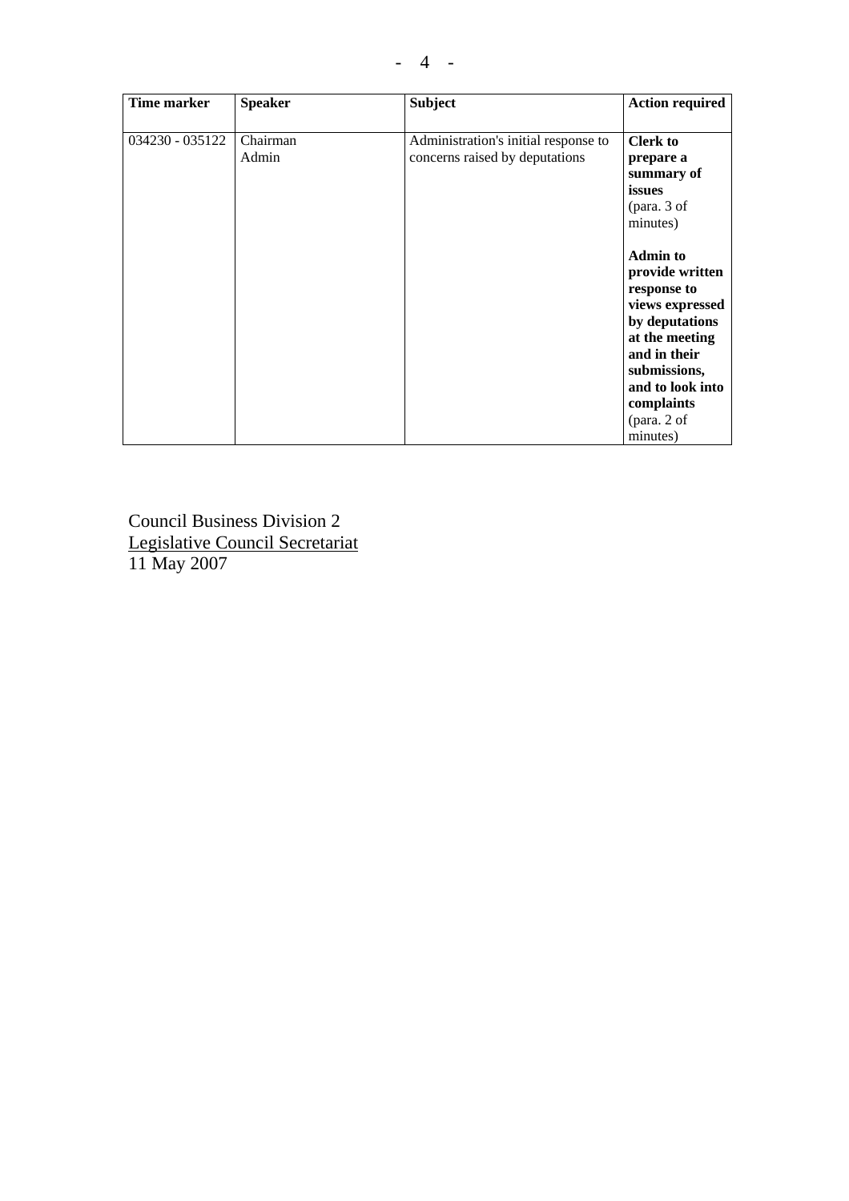| Time marker | Speaker | Subject | Action required |
|---|---|---|---|
| 034230 - 035122 | Chairman<br>Admin | Administration's initial response to concerns raised by deputations | **Clerk to prepare a summary of issues** (para. 3 of minutes)<br><br>**Admin to provide written response to views expressed by deputations at the meeting and in their submissions, and to look into complaints** (para. 2 of minutes) |

Council Business Division 2
Legislative Council Secretariat
11 May 2007